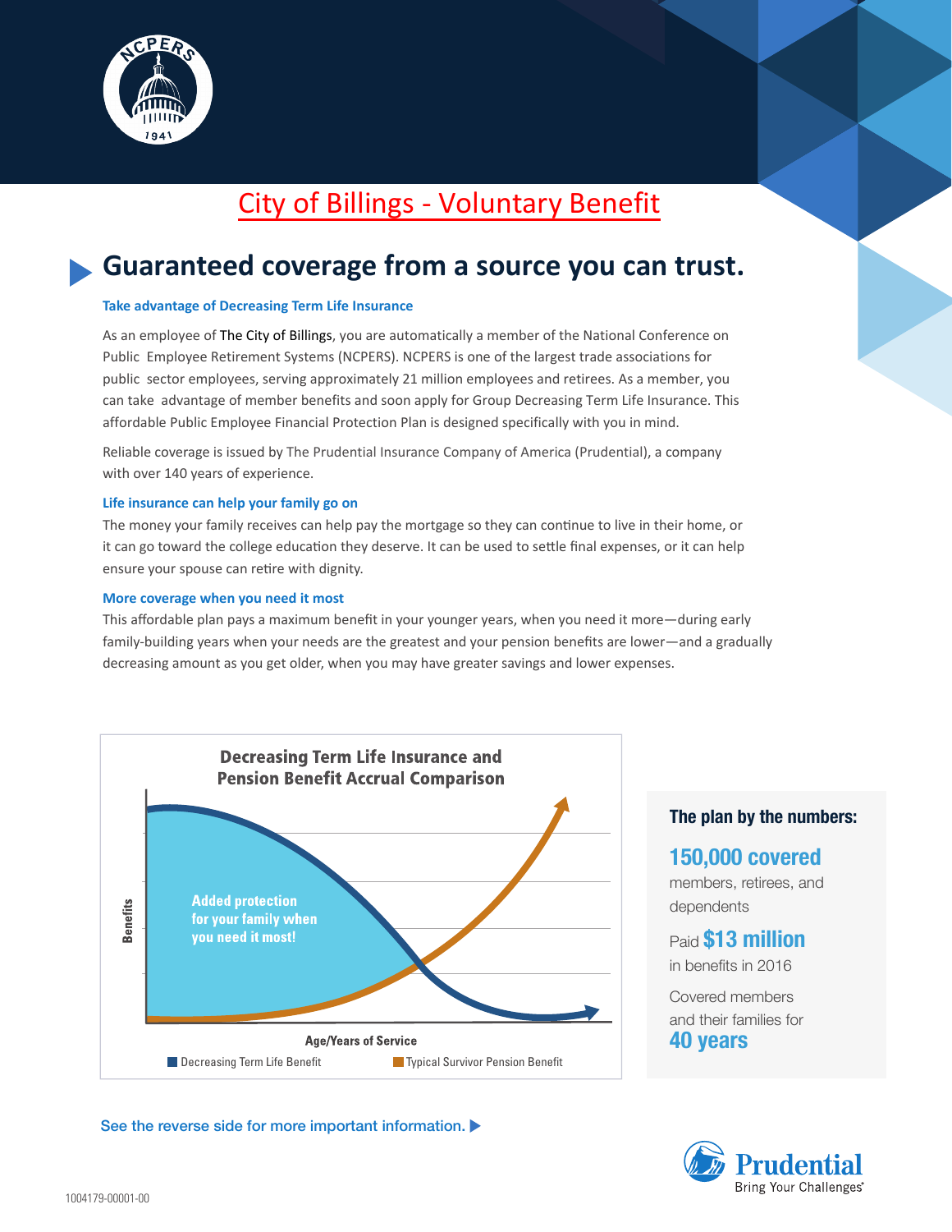# City of Billings - Voluntary Benefit

## Guaranteed coverage from a source you can trust.

### Take advantage of Decreasing Term Life Insurance

As an employee of The City of Billings, you are automatically a member of the National Conference on Public Employee Retirement Systems (NCPERS). NCPERS is one of the largest trade associations for public sector employees, serving approximately 21 million employees and retirees. As a member, you can take advantage of member benefits and soon apply for Group Decreasing Term Life Insurance. This affordable Public Employee Financial Protection Plan is designed specifically with you in mind.

Reliable coverage is issued by The Prudential Insurance Company of America (Prudential), a company with over 140 years of experience.

### Life insurance can help your family go on

The money your family receives can help pay the mortgage so they can continue to live in their home, or it can go toward the college education they deserve. It can be used to settle final expenses, or it can help ensure your spouse can retire with dignity.

### More coverage when you need it most

This affordable plan pays a maximum benefit in your younger years, when you need it more—during early family-building years when your needs are the greatest and your pension benefits are lower—and a gradually decreasing amount as you get older, when you may have greater savings and lower expenses.

**Decreasing Term Life Insurance and Pension Benefit Accrual Comparison**

Added protection for your family when you need it most!

Benefits

Age/Years of Service

Decreasing Term Life Benefit | Typical Survivor Pension Benefit

**The plan by the numbers:**

**150,000 covered** members, retirees, and dependents

Paid **$13 million** in benefits in 2016

Covered members and their families for **40 years**

See the reverse side for more important information. ▶

Prudential
Bring Your Challenges®

1004179-00001-00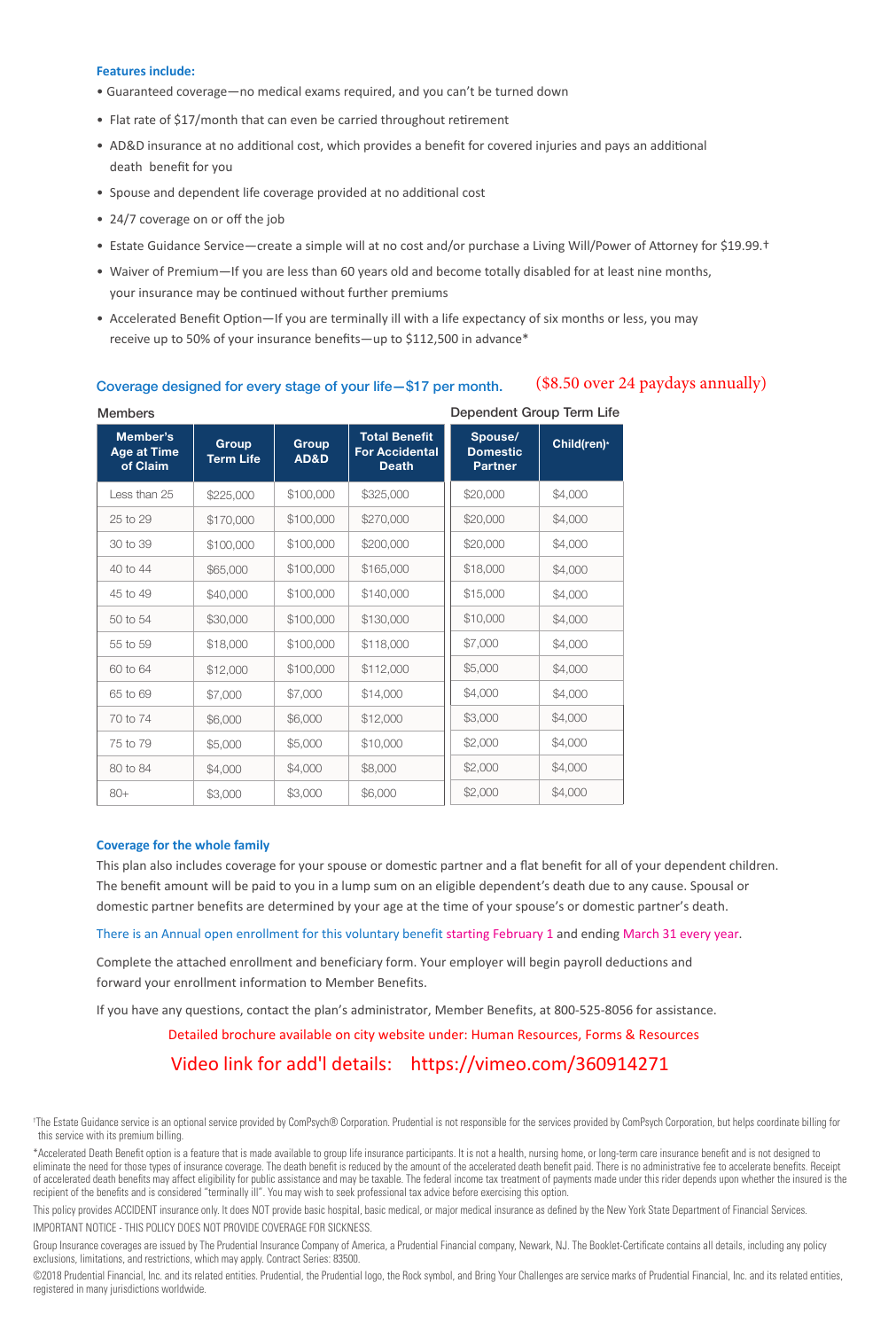**Features include:**

- Guaranteed coverage—no medical exams required, and you can't be turned down
- Flat rate of $17/month that can even be carried throughout retirement
- AD&D insurance at no additional cost, which provides a benefit for covered injuries and pays an additional death benefit for you
- Spouse and dependent life coverage provided at no additional cost
- 24/7 coverage on or off the job
- Estate Guidance Service—create a simple will at no cost and/or purchase a Living Will/Power of Attorney for $19.99.†
- Waiver of Premium—If you are less than 60 years old and become totally disabled for at least nine months, your insurance may be continued without further premiums
- Accelerated Benefit Option—If you are terminally ill with a life expectancy of six months or less, you may receive up to 50% of your insurance benefits—up to $112,500 in advance*

## Coverage designed for every stage of your life—$17 per month. ($8.50 over 24 paydays annually)

| Members | | | | Dependent Group Term Life | |
|---|---|---|---|---|---|
| Member's Age at Time of Claim | Group Term Life | Group AD&D | Total Benefit For Accidental Death | Spouse/ Domestic Partner | Child(ren)* |
| Less than 25 | $225,000 | $100,000 | $325,000 | $20,000 | $4,000 |
| 25 to 29 | $170,000 | $100,000 | $270,000 | $20,000 | $4,000 |
| 30 to 39 | $100,000 | $100,000 | $200,000 | $20,000 | $4,000 |
| 40 to 44 | $65,000 | $100,000 | $165,000 | $18,000 | $4,000 |
| 45 to 49 | $40,000 | $100,000 | $140,000 | $15,000 | $4,000 |
| 50 to 54 | $30,000 | $100,000 | $130,000 | $10,000 | $4,000 |
| 55 to 59 | $18,000 | $100,000 | $118,000 | $7,000 | $4,000 |
| 60 to 64 | $12,000 | $100,000 | $112,000 | $5,000 | $4,000 |
| 65 to 69 | $7,000 | $7,000 | $14,000 | $4,000 | $4,000 |
| 70 to 74 | $6,000 | $6,000 | $12,000 | $3,000 | $4,000 |
| 75 to 79 | $5,000 | $5,000 | $10,000 | $2,000 | $4,000 |
| 80 to 84 | $4,000 | $4,000 | $8,000 | $2,000 | $4,000 |
| 80+ | $3,000 | $3,000 | $6,000 | $2,000 | $4,000 |

**Coverage for the whole family**

This plan also includes coverage for your spouse or domestic partner and a flat benefit for all of your dependent children. The benefit amount will be paid to you in a lump sum on an eligible dependent's death due to any cause. Spousal or domestic partner benefits are determined by your age at the time of your spouse's or domestic partner's death.

There is an Annual open enrollment for this voluntary benefit starting February 1 and ending March 31 every year.

Complete the attached enrollment and beneficiary form. Your employer will begin payroll deductions and forward your enrollment information to Member Benefits.

If you have any questions, contact the plan's administrator, Member Benefits, at 800-525-8056 for assistance.

Detailed brochure available on city website under: Human Resources, Forms & Resources

Video link for add'l details: https://vimeo.com/360914271

†The Estate Guidance service is an optional service provided by ComPsych® Corporation. Prudential is not responsible for the services provided by ComPsych Corporation, but helps coordinate billing for this service with its premium billing.

*Accelerated Death Benefit option is a feature that is made available to group life insurance participants. It is not a health, nursing home, or long-term care insurance benefit and is not designed to eliminate the need for those types of insurance coverage. The death benefit is reduced by the amount of the accelerated death benefit paid. There is no administrative fee to accelerate benefits. Receipt of accelerated death benefits may affect eligibility for public assistance and may be taxable. The federal income tax treatment of payments made under this rider depends upon whether the insured is the recipient of the benefits and is considered "terminally ill". You may wish to seek professional tax advice before exercising this option.

This policy provides ACCIDENT insurance only. It does NOT provide basic hospital, basic medical, or major medical insurance as defined by the New York State Department of Financial Services.

IMPORTANT NOTICE - THIS POLICY DOES NOT PROVIDE COVERAGE FOR SICKNESS.

Group Insurance coverages are issued by The Prudential Insurance Company of America, a Prudential Financial company, Newark, NJ. The Booklet-Certificate contains all details, including any policy exclusions, limitations, and restrictions, which may apply. Contract Series: 83500.

©2018 Prudential Financial, Inc. and its related entities. Prudential, the Prudential logo, the Rock symbol, and Bring Your Challenges are service marks of Prudential Financial, Inc. and its related entities, registered in many jurisdictions worldwide.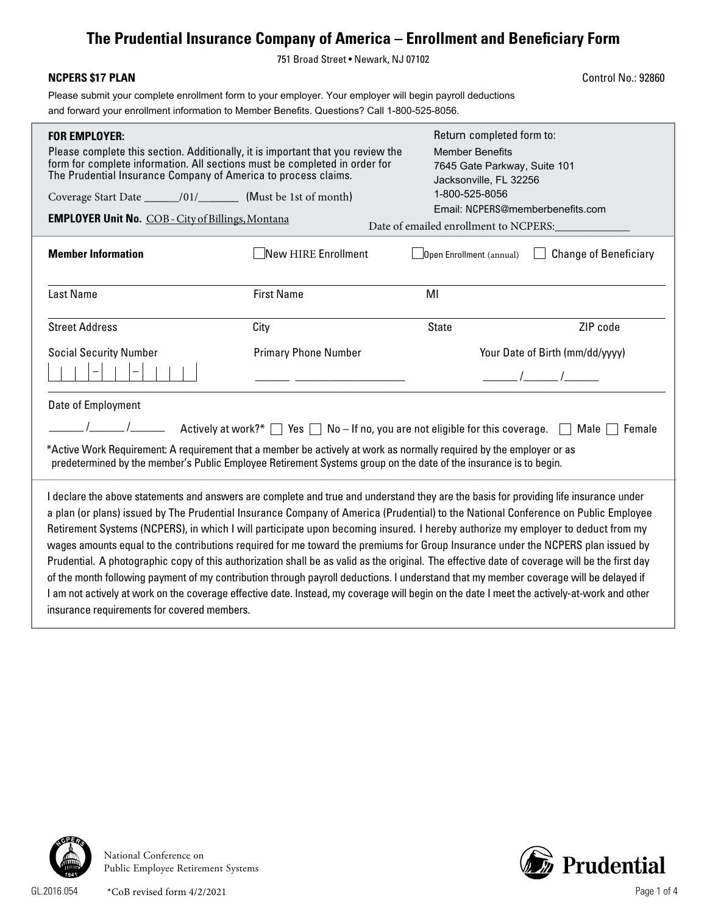# The Prudential Insurance Company of America – Enrollment and Beneficiary Form

751 Broad Street • Newark, NJ 07102

**NCPERS $17 PLAN**

Control No.: 92860

Please submit your complete enrollment form to your employer. Your employer will begin payroll deductions and forward your enrollment information to Member Benefits. Questions? Call 1-800-525-8056.

**FOR EMPLOYER:**

Please complete this section. Additionally, it is important that you review the form for complete information. All sections must be completed in order for The Prudential Insurance Company of America to process claims.

Coverage Start Date ______/01/_______ (Must be 1st of month)

**EMPLOYER Unit No.** COB - City of Billings, Montana

Return completed form to:

Member Benefits
7645 Gate Parkway, Suite 101
Jacksonville, FL 32256
1-800-525-8056
Email: NCPERS@memberbenefits.com

Date of emailed enrollment to NCPERS:_____________

**Member Information** ☐ New HIRE Enrollment ☐ Open Enrollment (annual) ☐ Change of Beneficiary

| Last Name | First Name | MI | |
|---|---|---|---|
| Street Address | City | State | ZIP code |

Social Security Number ☐☐☐-☐☐-☐☐☐☐

Primary Phone Number ______ ___________________

Your Date of Birth (mm/dd/yyyy) ______/______/______

Date of Employment

______/______/______ Actively at work?* ☐ Yes ☐ No – If no, you are not eligible for this coverage. ☐ Male ☐ Female

*Active Work Requirement: A requirement that a member be actively at work as normally required by the employer or as predetermined by the member's Public Employee Retirement Systems group on the date of the insurance is to begin.

I declare the above statements and answers are complete and true and understand they are the basis for providing life insurance under a plan (or plans) issued by The Prudential Insurance Company of America (Prudential) to the National Conference on Public Employee Retirement Systems (NCPERS), in which I will participate upon becoming insured. I hereby authorize my employer to deduct from my wages amounts equal to the contributions required for me toward the premiums for Group Insurance under the NCPERS plan issued by Prudential. A photographic copy of this authorization shall be as valid as the original. The effective date of coverage will be the first day of the month following payment of my contribution through payroll deductions. I understand that my member coverage will be delayed if I am not actively at work on the coverage effective date. Instead, my coverage will begin on the date I meet the actively-at-work and other insurance requirements for covered members.

National Conference on Public Employee Retirement Systems

Prudential

GL.2016.054 *CoB revised form 4/2/2021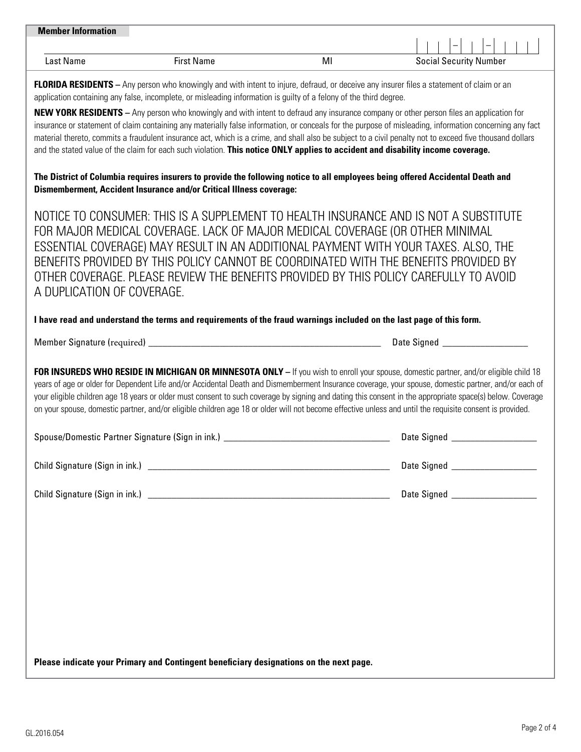**Member Information**

| Last Name | First Name | MI | Social Security Number |
|---|---|---|---|
| | | | \_ \_ \_ – \_ \_ – \_ \_ \_ \_ |

**FLORIDA RESIDENTS –** Any person who knowingly and with intent to injure, defraud, or deceive any insurer files a statement of claim or an application containing any false, incomplete, or misleading information is guilty of a felony of the third degree.

**NEW YORK RESIDENTS –** Any person who knowingly and with intent to defraud any insurance company or other person files an application for insurance or statement of claim containing any materially false information, or conceals for the purpose of misleading, information concerning any fact material thereto, commits a fraudulent insurance act, which is a crime, and shall also be subject to a civil penalty not to exceed five thousand dollars and the stated value of the claim for each such violation. **This notice ONLY applies to accident and disability income coverage.**

**The District of Columbia requires insurers to provide the following notice to all employees being offered Accidental Death and Dismemberment, Accident Insurance and/or Critical Illness coverage:**

NOTICE TO CONSUMER: THIS IS A SUPPLEMENT TO HEALTH INSURANCE AND IS NOT A SUBSTITUTE FOR MAJOR MEDICAL COVERAGE. LACK OF MAJOR MEDICAL COVERAGE (OR OTHER MINIMAL ESSENTIAL COVERAGE) MAY RESULT IN AN ADDITIONAL PAYMENT WITH YOUR TAXES. ALSO, THE BENEFITS PROVIDED BY THIS POLICY CANNOT BE COORDINATED WITH THE BENEFITS PROVIDED BY OTHER COVERAGE. PLEASE REVIEW THE BENEFITS PROVIDED BY THIS POLICY CAREFULLY TO AVOID A DUPLICATION OF COVERAGE.

**I have read and understand the terms and requirements of the fraud warnings included on the last page of this form.**

Member Signature (required) \_\_\_\_\_\_\_\_\_\_\_\_\_\_\_\_\_\_\_\_\_\_\_\_\_\_\_\_\_\_\_\_\_\_\_\_\_\_\_\_ Date Signed \_\_\_\_\_\_\_\_\_\_\_\_\_\_\_\_

**FOR INSUREDS WHO RESIDE IN MICHIGAN OR MINNESOTA ONLY –** If you wish to enroll your spouse, domestic partner, and/or eligible child 18 years of age or older for Dependent Life and/or Accidental Death and Dismemberment Insurance coverage, your spouse, domestic partner, and/or each of your eligible children age 18 years or older must consent to such coverage by signing and dating this consent in the appropriate space(s) below. Coverage on your spouse, domestic partner, and/or eligible children age 18 or older will not become effective unless and until the requisite consent is provided.

Spouse/Domestic Partner Signature (Sign in ink.) \_\_\_\_\_\_\_\_\_\_\_\_\_\_\_\_\_\_\_\_\_\_\_\_\_\_\_\_\_\_ Date Signed \_\_\_\_\_\_\_\_\_\_\_\_\_\_\_\_

Child Signature (Sign in ink.) \_\_\_\_\_\_\_\_\_\_\_\_\_\_\_\_\_\_\_\_\_\_\_\_\_\_\_\_\_\_\_\_\_\_\_\_\_\_\_\_ Date Signed \_\_\_\_\_\_\_\_\_\_\_\_\_\_\_\_

Child Signature (Sign in ink.) \_\_\_\_\_\_\_\_\_\_\_\_\_\_\_\_\_\_\_\_\_\_\_\_\_\_\_\_\_\_\_\_\_\_\_\_\_\_\_\_ Date Signed \_\_\_\_\_\_\_\_\_\_\_\_\_\_\_\_

**Please indicate your Primary and Contingent beneficiary designations on the next page.**

GL.2016.054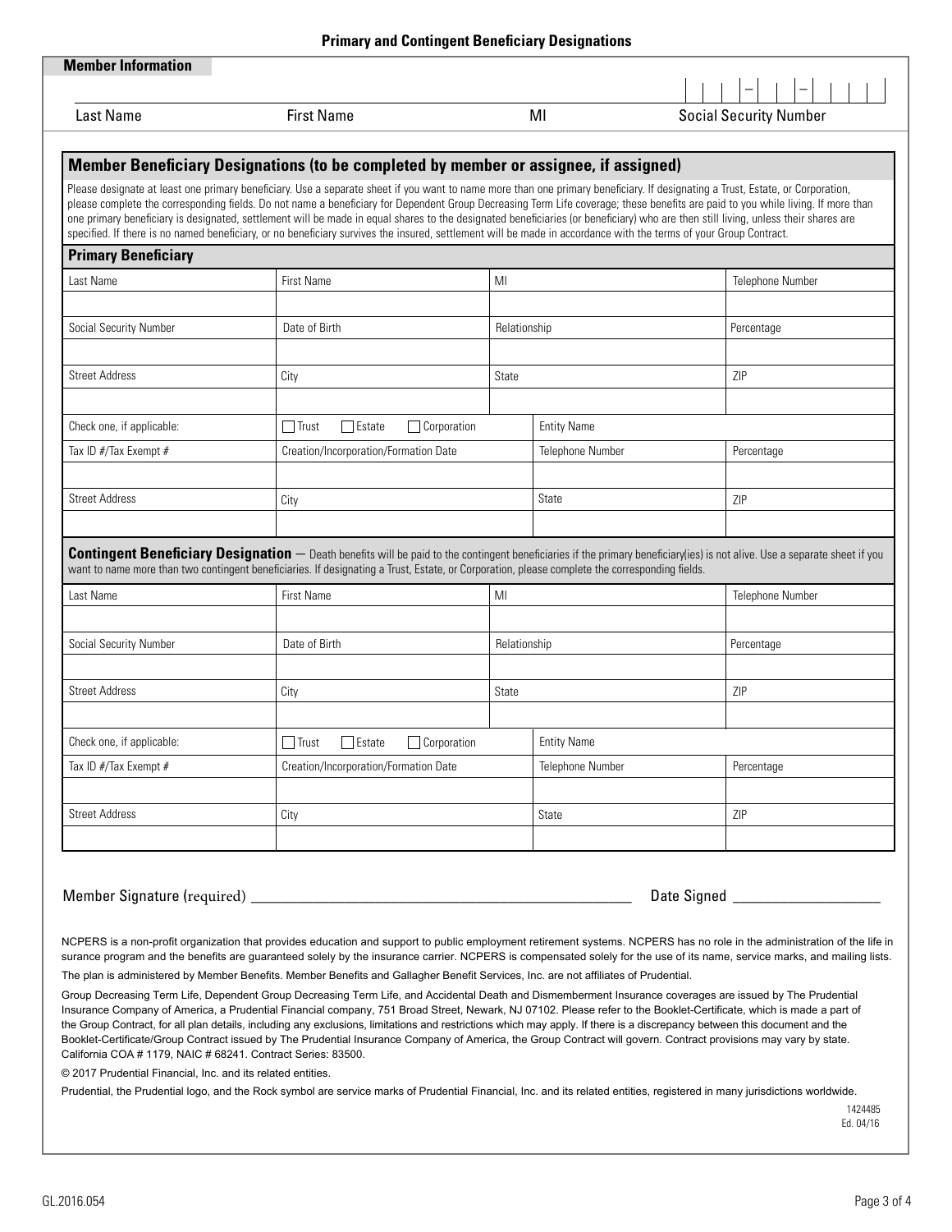## Primary and Contingent Beneficiary Designations

### Member Information

| Last Name | First Name | MI | Social Security Number |
|---|---|---|---|
| | | | \_ \_ \_ – \_ \_ – \_ \_ \_ \_ |

### Member Beneficiary Designations (to be completed by member or assignee, if assigned)

Please designate at least one primary beneficiary. Use a separate sheet if you want to name more than one primary beneficiary. If designating a Trust, Estate, or Corporation, please complete the corresponding fields. Do not name a beneficiary for Dependent Group Decreasing Term Life coverage; these benefits are paid to you while living. If more than one primary beneficiary is designated, settlement will be made in equal shares to the designated beneficiaries (or beneficiary) who are then still living, unless their shares are specified. If there is no named beneficiary, or no beneficiary survives the insured, settlement will be made in accordance with the terms of your Group Contract.

#### Primary Beneficiary

| Last Name | First Name | MI | Telephone Number |
|---|---|---|---|
| | | | |
| **Social Security Number** | **Date of Birth** | **Relationship** | **Percentage** |
| | | | |
| **Street Address** | **City** | **State** | **ZIP** |
| | | | |

| Check one, if applicable: | ☐ Trust ☐ Estate ☐ Corporation | Entity Name | |
|---|---|---|---|
| **Tax ID #/Tax Exempt #** | **Creation/Incorporation/Formation Date** | **Telephone Number** | **Percentage** |
| | | | |
| **Street Address** | **City** | **State** | **ZIP** |
| | | | |

#### Contingent Beneficiary Designation

— Death benefits will be paid to the contingent beneficiaries if the primary beneficiary(ies) is not alive. Use a separate sheet if you want to name more than two contingent beneficiaries. If designating a Trust, Estate, or Corporation, please complete the corresponding fields.

| Last Name | First Name | MI | Telephone Number |
|---|---|---|---|
| | | | |
| **Social Security Number** | **Date of Birth** | **Relationship** | **Percentage** |
| | | | |
| **Street Address** | **City** | **State** | **ZIP** |
| | | | |

| Check one, if applicable: | ☐ Trust ☐ Estate ☐ Corporation | Entity Name | |
|---|---|---|---|
| **Tax ID #/Tax Exempt #** | **Creation/Incorporation/Formation Date** | **Telephone Number** | **Percentage** |
| | | | |
| **Street Address** | **City** | **State** | **ZIP** |
| | | | |

Member Signature (required) \_\_\_\_\_\_\_\_\_\_\_\_\_\_\_\_\_\_\_\_\_\_\_\_\_\_\_\_\_\_\_\_\_\_\_\_\_\_\_\_ Date Signed \_\_\_\_\_\_\_\_\_\_\_\_\_\_\_\_\_\_

NCPERS is a non-profit organization that provides education and support to public employment retirement systems. NCPERS has no role in the administration of the life insurance program and the benefits are guaranteed solely by the insurance carrier. NCPERS is compensated solely for the use of its name, service marks, and mailing lists.

The plan is administered by Member Benefits. Member Benefits and Gallagher Benefit Services, Inc. are not affiliates of Prudential.

Group Decreasing Term Life, Dependent Group Decreasing Term Life, and Accidental Death and Dismemberment Insurance coverages are issued by The Prudential Insurance Company of America, a Prudential Financial company, 751 Broad Street, Newark, NJ 07102. Please refer to the Booklet-Certificate, which is made a part of the Group Contract, for all plan details, including any exclusions, limitations and restrictions which may apply. If there is a discrepancy between this document and the Booklet-Certificate/Group Contract issued by The Prudential Insurance Company of America, the Group Contract will govern. Contract provisions may vary by state. California COA # 1179, NAIC # 68241. Contract Series: 83500.

© 2017 Prudential Financial, Inc. and its related entities.

Prudential, the Prudential logo, and the Rock symbol are service marks of Prudential Financial, Inc. and its related entities, registered in many jurisdictions worldwide.

1424485
Ed. 04/16

GL.2016.054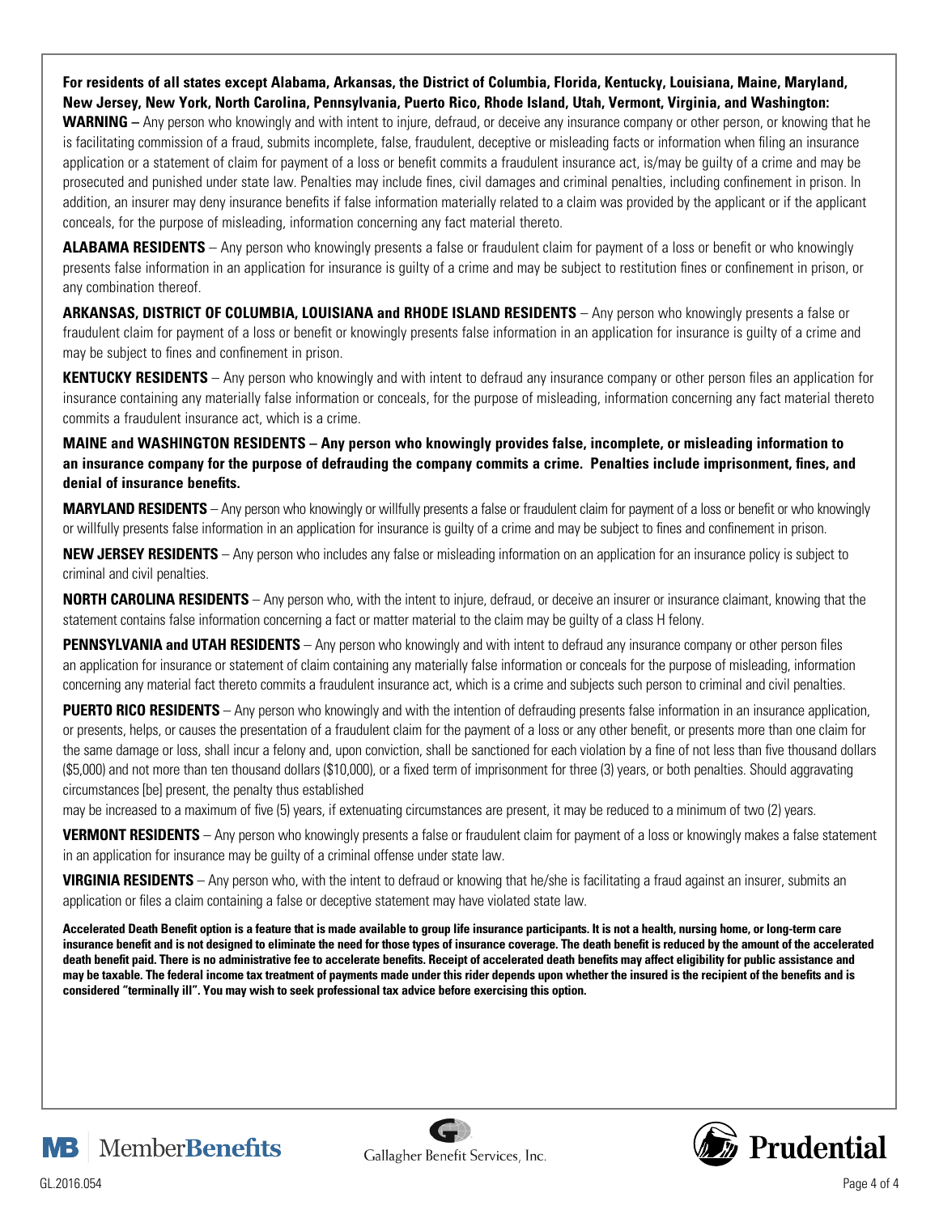**For residents of all states except Alabama, Arkansas, the District of Columbia, Florida, Kentucky, Louisiana, Maine, Maryland, New Jersey, New York, North Carolina, Pennsylvania, Puerto Rico, Rhode Island, Utah, Vermont, Virginia, and Washington:**
**WARNING –** Any person who knowingly and with intent to injure, defraud, or deceive any insurance company or other person, or knowing that he is facilitating commission of a fraud, submits incomplete, false, fraudulent, deceptive or misleading facts or information when filing an insurance application or a statement of claim for payment of a loss or benefit commits a fraudulent insurance act, is/may be guilty of a crime and may be prosecuted and punished under state law. Penalties may include fines, civil damages and criminal penalties, including confinement in prison. In addition, an insurer may deny insurance benefits if false information materially related to a claim was provided by the applicant or if the applicant conceals, for the purpose of misleading, information concerning any fact material thereto.

**ALABAMA RESIDENTS** – Any person who knowingly presents a false or fraudulent claim for payment of a loss or benefit or who knowingly presents false information in an application for insurance is guilty of a crime and may be subject to restitution fines or confinement in prison, or any combination thereof.

**ARKANSAS, DISTRICT OF COLUMBIA, LOUISIANA and RHODE ISLAND RESIDENTS** – Any person who knowingly presents a false or fraudulent claim for payment of a loss or benefit or knowingly presents false information in an application for insurance is guilty of a crime and may be subject to fines and confinement in prison.

**KENTUCKY RESIDENTS** – Any person who knowingly and with intent to defraud any insurance company or other person files an application for insurance containing any materially false information or conceals, for the purpose of misleading, information concerning any fact material thereto commits a fraudulent insurance act, which is a crime.

**MAINE and WASHINGTON RESIDENTS – Any person who knowingly provides false, incomplete, or misleading information to an insurance company for the purpose of defrauding the company commits a crime. Penalties include imprisonment, fines, and denial of insurance benefits.**

**MARYLAND RESIDENTS** – Any person who knowingly or willfully presents a false or fraudulent claim for payment of a loss or benefit or who knowingly or willfully presents false information in an application for insurance is guilty of a crime and may be subject to fines and confinement in prison.

**NEW JERSEY RESIDENTS** – Any person who includes any false or misleading information on an application for an insurance policy is subject to criminal and civil penalties.

**NORTH CAROLINA RESIDENTS** – Any person who, with the intent to injure, defraud, or deceive an insurer or insurance claimant, knowing that the statement contains false information concerning a fact or matter material to the claim may be guilty of a class H felony.

**PENNSYLVANIA and UTAH RESIDENTS** – Any person who knowingly and with intent to defraud any insurance company or other person files an application for insurance or statement of claim containing any materially false information or conceals for the purpose of misleading, information concerning any material fact thereto commits a fraudulent insurance act, which is a crime and subjects such person to criminal and civil penalties.

**PUERTO RICO RESIDENTS** – Any person who knowingly and with the intention of defrauding presents false information in an insurance application, or presents, helps, or causes the presentation of a fraudulent claim for the payment of a loss or any other benefit, or presents more than one claim for the same damage or loss, shall incur a felony and, upon conviction, shall be sanctioned for each violation by a fine of not less than five thousand dollars ($5,000) and not more than ten thousand dollars ($10,000), or a fixed term of imprisonment for three (3) years, or both penalties. Should aggravating circumstances [be] present, the penalty thus established
may be increased to a maximum of five (5) years, if extenuating circumstances are present, it may be reduced to a minimum of two (2) years.

**VERMONT RESIDENTS** – Any person who knowingly presents a false or fraudulent claim for payment of a loss or knowingly makes a false statement in an application for insurance may be guilty of a criminal offense under state law.

**VIRGINIA RESIDENTS** – Any person who, with the intent to defraud or knowing that he/she is facilitating a fraud against an insurer, submits an application or files a claim containing a false or deceptive statement may have violated state law.

**Accelerated Death Benefit option is a feature that is made available to group life insurance participants. It is not a health, nursing home, or long-term care insurance benefit and is not designed to eliminate the need for those types of insurance coverage. The death benefit is reduced by the amount of the accelerated death benefit paid. There is no administrative fee to accelerate benefits. Receipt of accelerated death benefits may affect eligibility for public assistance and may be taxable. The federal income tax treatment of payments made under this rider depends upon whether the insured is the recipient of the benefits and is considered "terminally ill". You may wish to seek professional tax advice before exercising this option.**

MB MemberBenefits

Gallagher Benefit Services, Inc.

Prudential

GL.2016.054